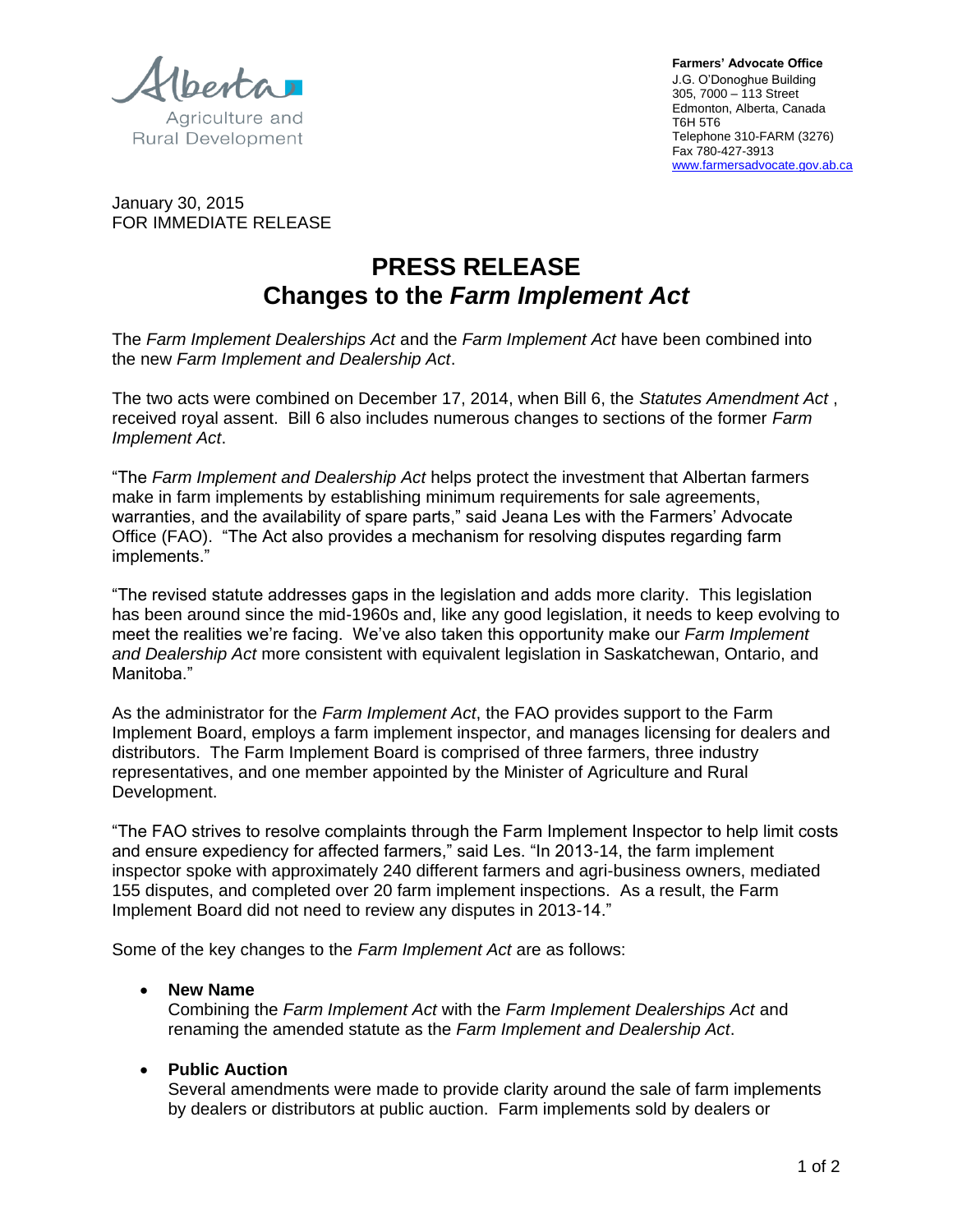Alberta
Agriculture and Rural Development

**Farmers' Advocate Office**
J.G. O'Donoghue Building
305, 7000 – 113 Street
Edmonton, Alberta, Canada
T6H 5T6
Telephone 310-FARM (3276)
Fax 780-427-3913
www.farmersadvocate.gov.ab.ca

January 30, 2015
FOR IMMEDIATE RELEASE

# PRESS RELEASE
# Changes to the *Farm Implement Act*

The *Farm Implement Dealerships Act* and the *Farm Implement Act* have been combined into the new *Farm Implement and Dealership Act*.

The two acts were combined on December 17, 2014, when Bill 6, the *Statutes Amendment Act* , received royal assent. Bill 6 also includes numerous changes to sections of the former *Farm Implement Act*.

"The *Farm Implement and Dealership Act* helps protect the investment that Albertan farmers make in farm implements by establishing minimum requirements for sale agreements, warranties, and the availability of spare parts," said Jeana Les with the Farmers' Advocate Office (FAO). "The Act also provides a mechanism for resolving disputes regarding farm implements."

"The revised statute addresses gaps in the legislation and adds more clarity. This legislation has been around since the mid-1960s and, like any good legislation, it needs to keep evolving to meet the realities we're facing. We've also taken this opportunity make our *Farm Implement and Dealership Act* more consistent with equivalent legislation in Saskatchewan, Ontario, and Manitoba."

As the administrator for the *Farm Implement Act*, the FAO provides support to the Farm Implement Board, employs a farm implement inspector, and manages licensing for dealers and distributors. The Farm Implement Board is comprised of three farmers, three industry representatives, and one member appointed by the Minister of Agriculture and Rural Development.

"The FAO strives to resolve complaints through the Farm Implement Inspector to help limit costs and ensure expediency for affected farmers," said Les. "In 2013-14, the farm implement inspector spoke with approximately 240 different farmers and agri-business owners, mediated 155 disputes, and completed over 20 farm implement inspections. As a result, the Farm Implement Board did not need to review any disputes in 2013-14."

Some of the key changes to the *Farm Implement Act* are as follows:

- **New Name**
  Combining the *Farm Implement Act* with the *Farm Implement Dealerships Act* and renaming the amended statute as the *Farm Implement and Dealership Act*.

- **Public Auction**
  Several amendments were made to provide clarity around the sale of farm implements by dealers or distributors at public auction. Farm implements sold by dealers or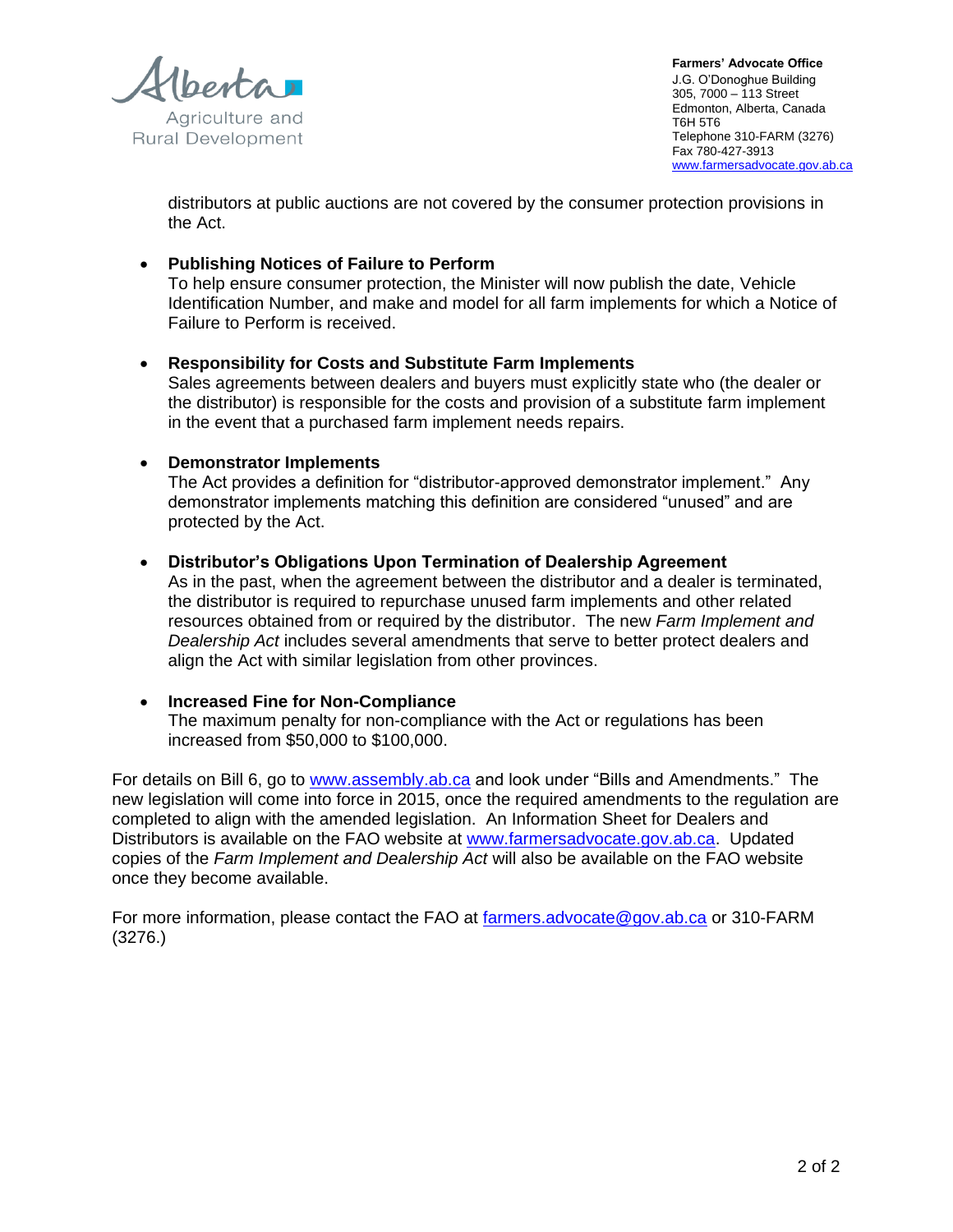distributors at public auctions are not covered by the consumer protection provisions in the Act.

- **Publishing Notices of Failure to Perform**
  To help ensure consumer protection, the Minister will now publish the date, Vehicle Identification Number, and make and model for all farm implements for which a Notice of Failure to Perform is received.

- **Responsibility for Costs and Substitute Farm Implements**
  Sales agreements between dealers and buyers must explicitly state who (the dealer or the distributor) is responsible for the costs and provision of a substitute farm implement in the event that a purchased farm implement needs repairs.

- **Demonstrator Implements**
  The Act provides a definition for "distributor-approved demonstrator implement." Any demonstrator implements matching this definition are considered "unused" and are protected by the Act.

- **Distributor's Obligations Upon Termination of Dealership Agreement**
  As in the past, when the agreement between the distributor and a dealer is terminated, the distributor is required to repurchase unused farm implements and other related resources obtained from or required by the distributor. The new *Farm Implement and Dealership Act* includes several amendments that serve to better protect dealers and align the Act with similar legislation from other provinces.

- **Increased Fine for Non-Compliance**
  The maximum penalty for non-compliance with the Act or regulations has been increased from $50,000 to $100,000.

For details on Bill 6, go to www.assembly.ab.ca and look under "Bills and Amendments." The new legislation will come into force in 2015, once the required amendments to the regulation are completed to align with the amended legislation. An Information Sheet for Dealers and Distributors is available on the FAO website at www.farmersadvocate.gov.ab.ca. Updated copies of the *Farm Implement and Dealership Act* will also be available on the FAO website once they become available.

For more information, please contact the FAO at farmers.advocate@gov.ab.ca or 310-FARM (3276.)